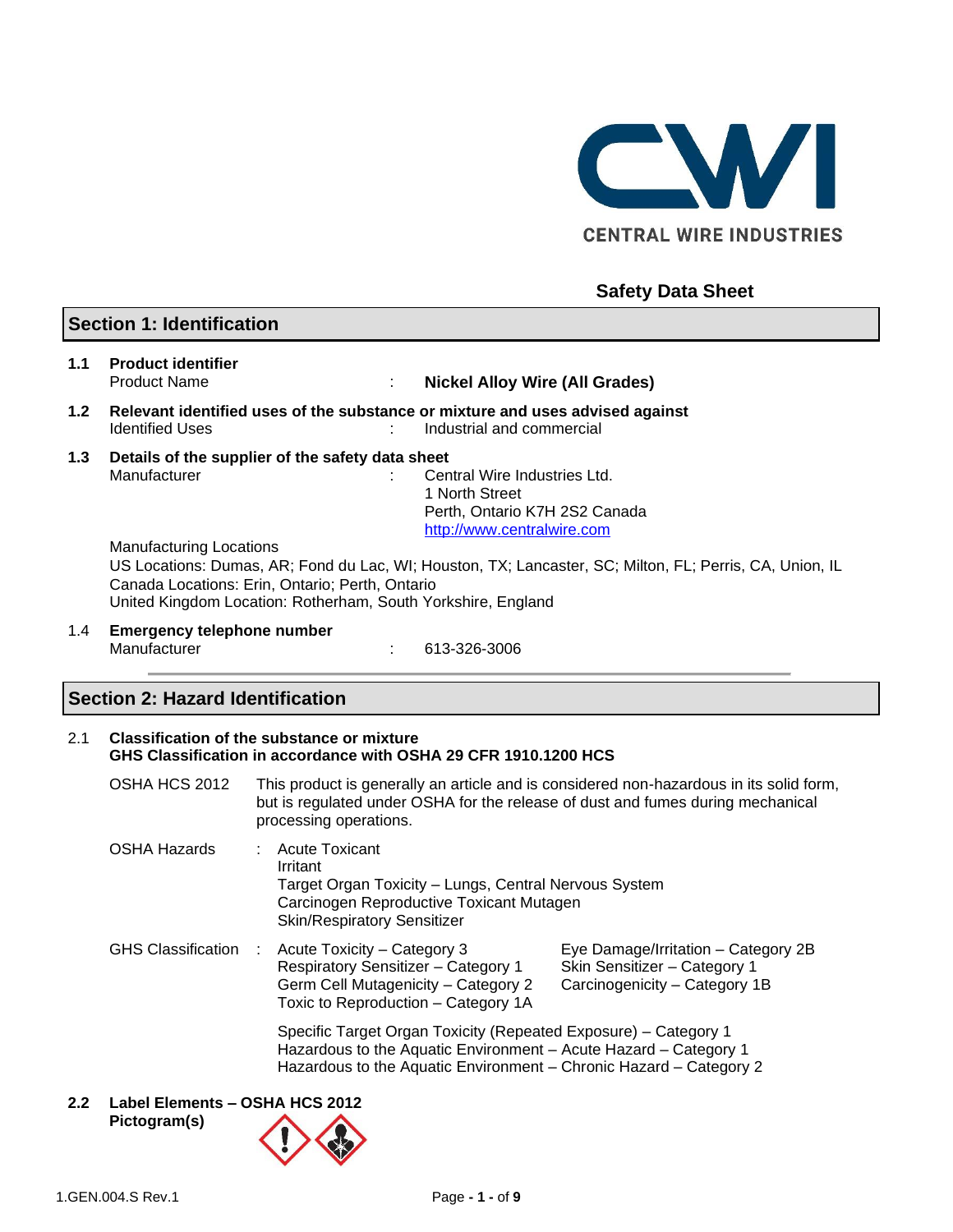CENTRAL WIRE INDUSTRIES

## Safety Data Sheet

## Section 1: Identification

**1.1 Product identifier**

Product Name : **Nickel Alloy Wire (All Grades)**

**1.2 Relevant identified uses of the substance or mixture and uses advised against**

Identified Uses : Industrial and commercial

**1.3 Details of the supplier of the safety data sheet**

Manufacturer : Central Wire Industries Ltd.
1 North Street
Perth, Ontario K7H 2S2 Canada
http://www.centralwire.com

Manufacturing Locations
US Locations: Dumas, AR; Fond du Lac, WI; Houston, TX; Lancaster, SC; Milton, FL; Perris, CA, Union, IL
Canada Locations: Erin, Ontario; Perth, Ontario
United Kingdom Location: Rotherham, South Yorkshire, England

1.4 **Emergency telephone number**

Manufacturer : 613-326-3006

## Section 2: Hazard Identification

2.1 **Classification of the substance or mixture**
**GHS Classification in accordance with OSHA 29 CFR 1910.1200 HCS**

OSHA HCS 2012 — This product is generally an article and is considered non-hazardous in its solid form, but is regulated under OSHA for the release of dust and fumes during mechanical processing operations.

OSHA Hazards :
- Acute Toxicant
- Irritant
- Target Organ Toxicity – Lungs, Central Nervous System
- Carcinogen Reproductive Toxicant Mutagen
- Skin/Respiratory Sensitizer

GHS Classification :
- Acute Toxicity – Category 3
- Respiratory Sensitizer – Category 1
- Germ Cell Mutagenicity – Category 2
- Toxic to Reproduction – Category 1A
- Eye Damage/Irritation – Category 2B
- Skin Sensitizer – Category 1
- Carcinogenicity – Category 1B
- Specific Target Organ Toxicity (Repeated Exposure) – Category 1
- Hazardous to the Aquatic Environment – Acute Hazard – Category 1
- Hazardous to the Aquatic Environment – Chronic Hazard – Category 2

**2.2 Label Elements – OSHA HCS 2012**
**Pictogram(s)**

1.GEN.004.S Rev.1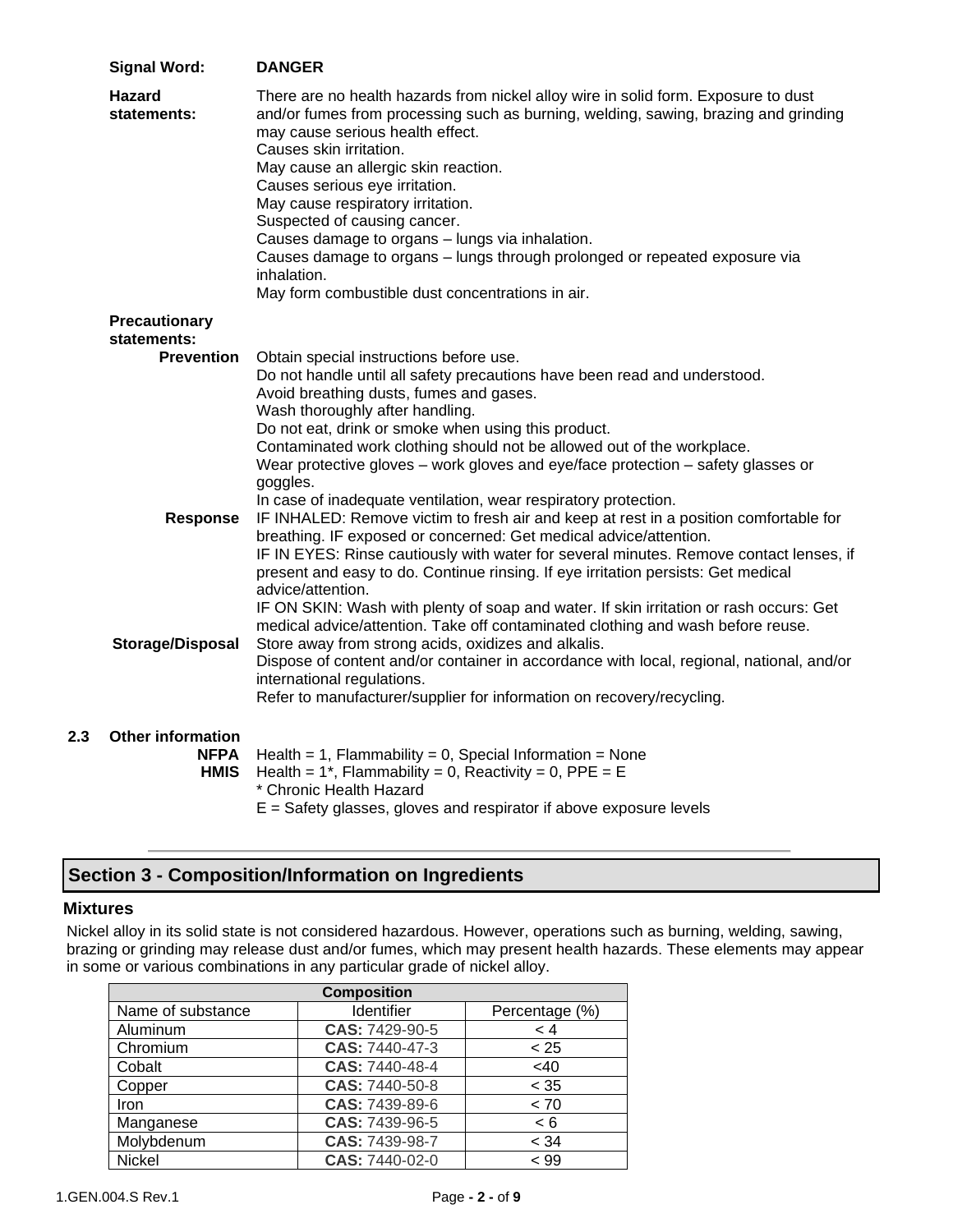**Signal Word:** **DANGER**

**Hazard statements:**

There are no health hazards from nickel alloy wire in solid form. Exposure to dust and/or fumes from processing such as burning, welding, sawing, brazing and grinding may cause serious health effect.
Causes skin irritation.
May cause an allergic skin reaction.
Causes serious eye irritation.
May cause respiratory irritation.
Suspected of causing cancer.
Causes damage to organs – lungs via inhalation.
Causes damage to organs – lungs through prolonged or repeated exposure via inhalation.
May form combustible dust concentrations in air.

**Precautionary statements:**

**Prevention**
Obtain special instructions before use.
Do not handle until all safety precautions have been read and understood.
Avoid breathing dusts, fumes and gases.
Wash thoroughly after handling.
Do not eat, drink or smoke when using this product.
Contaminated work clothing should not be allowed out of the workplace.
Wear protective gloves – work gloves and eye/face protection – safety glasses or goggles.
In case of inadequate ventilation, wear respiratory protection.

**Response**
IF INHALED: Remove victim to fresh air and keep at rest in a position comfortable for breathing. IF exposed or concerned: Get medical advice/attention.
IF IN EYES: Rinse cautiously with water for several minutes. Remove contact lenses, if present and easy to do. Continue rinsing. If eye irritation persists: Get medical advice/attention.
IF ON SKIN: Wash with plenty of soap and water. If skin irritation or rash occurs: Get medical advice/attention. Take off contaminated clothing and wash before reuse.

**Storage/Disposal**
Store away from strong acids, oxidizes and alkalis.
Dispose of content and/or container in accordance with local, regional, national, and/or international regulations.
Refer to manufacturer/supplier for information on recovery/recycling.

**2.3 Other information**

**NFPA** Health = 1, Flammability = 0, Special Information = None
**HMIS** Health = 1*, Flammability = 0, Reactivity = 0, PPE = E
* Chronic Health Hazard
E = Safety glasses, gloves and respirator if above exposure levels

## Section 3 - Composition/Information on Ingredients

### Mixtures

Nickel alloy in its solid state is not considered hazardous. However, operations such as burning, welding, sawing, brazing or grinding may release dust and/or fumes, which may present health hazards. These elements may appear in some or various combinations in any particular grade of nickel alloy.

| Composition | | |
|---|---|---|
| Name of substance | Identifier | Percentage (%) |
| Aluminum | **CAS:** 7429-90-5 | < 4 |
| Chromium | **CAS:** 7440-47-3 | < 25 |
| Cobalt | **CAS:** 7440-48-4 | <40 |
| Copper | **CAS:** 7440-50-8 | < 35 |
| Iron | **CAS:** 7439-89-6 | < 70 |
| Manganese | **CAS:** 7439-96-5 | < 6 |
| Molybdenum | **CAS:** 7439-98-7 | < 34 |
| Nickel | **CAS:** 7440-02-0 | < 99 |

1.GEN.004.S Rev.1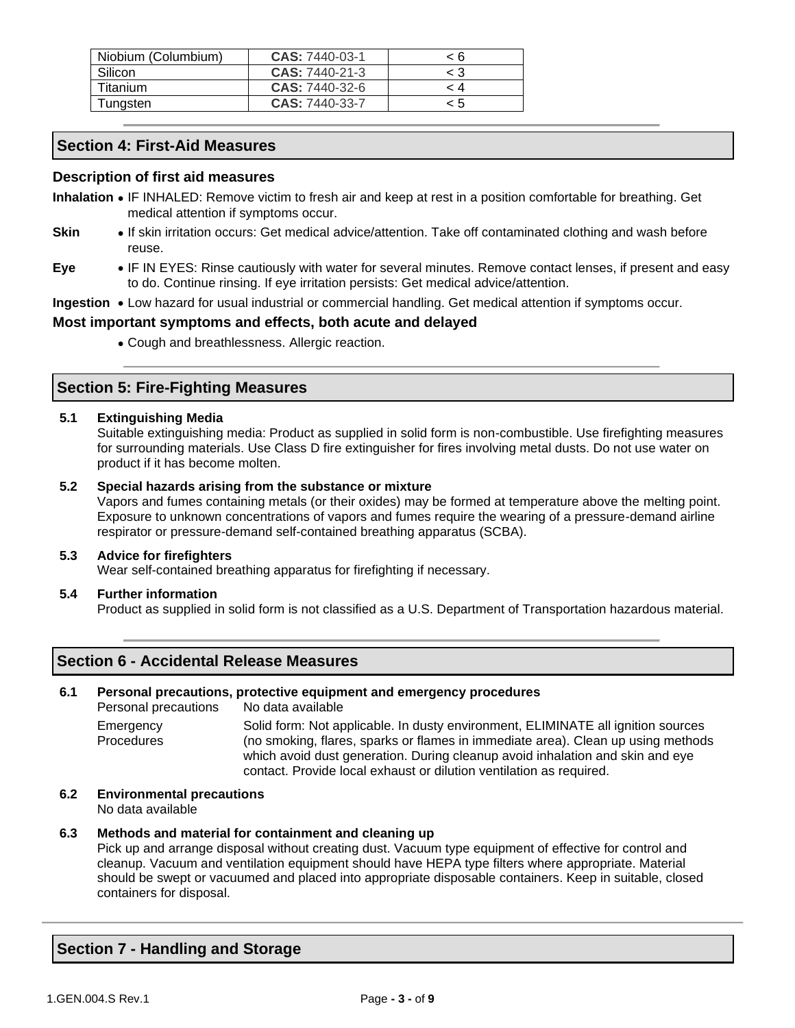| Niobium (Columbium) | **CAS:** 7440-03-1 | < 6 |
|---|---|---|
| Silicon | **CAS:** 7440-21-3 | < 3 |
| Titanium | **CAS:** 7440-32-6 | < 4 |
| Tungsten | **CAS:** 7440-33-7 | < 5 |

## Section 4: First-Aid Measures

### Description of first aid measures

**Inhalation** • IF INHALED: Remove victim to fresh air and keep at rest in a position comfortable for breathing. Get medical attention if symptoms occur.

**Skin** • If skin irritation occurs: Get medical advice/attention. Take off contaminated clothing and wash before reuse.

**Eye** • IF IN EYES: Rinse cautiously with water for several minutes. Remove contact lenses, if present and easy to do. Continue rinsing. If eye irritation persists: Get medical advice/attention.

**Ingestion** • Low hazard for usual industrial or commercial handling. Get medical attention if symptoms occur.

### Most important symptoms and effects, both acute and delayed

- Cough and breathlessness. Allergic reaction.

## Section 5: Fire-Fighting Measures

**5.1 Extinguishing Media**

Suitable extinguishing media: Product as supplied in solid form is non-combustible. Use firefighting measures for surrounding materials. Use Class D fire extinguisher for fires involving metal dusts. Do not use water on product if it has become molten.

**5.2 Special hazards arising from the substance or mixture**

Vapors and fumes containing metals (or their oxides) may be formed at temperature above the melting point. Exposure to unknown concentrations of vapors and fumes require the wearing of a pressure-demand airline respirator or pressure-demand self-contained breathing apparatus (SCBA).

**5.3 Advice for firefighters**

Wear self-contained breathing apparatus for firefighting if necessary.

**5.4 Further information**

Product as supplied in solid form is not classified as a U.S. Department of Transportation hazardous material.

## Section 6 - Accidental Release Measures

**6.1 Personal precautions, protective equipment and emergency procedures**

| | |
|---|---|
| Personal precautions | No data available |
| Emergency Procedures | Solid form: Not applicable. In dusty environment, ELIMINATE all ignition sources (no smoking, flares, sparks or flames in immediate area). Clean up using methods which avoid dust generation. During cleanup avoid inhalation and skin and eye contact. Provide local exhaust or dilution ventilation as required. |

**6.2 Environmental precautions**

No data available

**6.3 Methods and material for containment and cleaning up**

Pick up and arrange disposal without creating dust. Vacuum type equipment of effective for control and cleanup. Vacuum and ventilation equipment should have HEPA type filters where appropriate. Material should be swept or vacuumed and placed into appropriate disposable containers. Keep in suitable, closed containers for disposal.

## Section 7 - Handling and Storage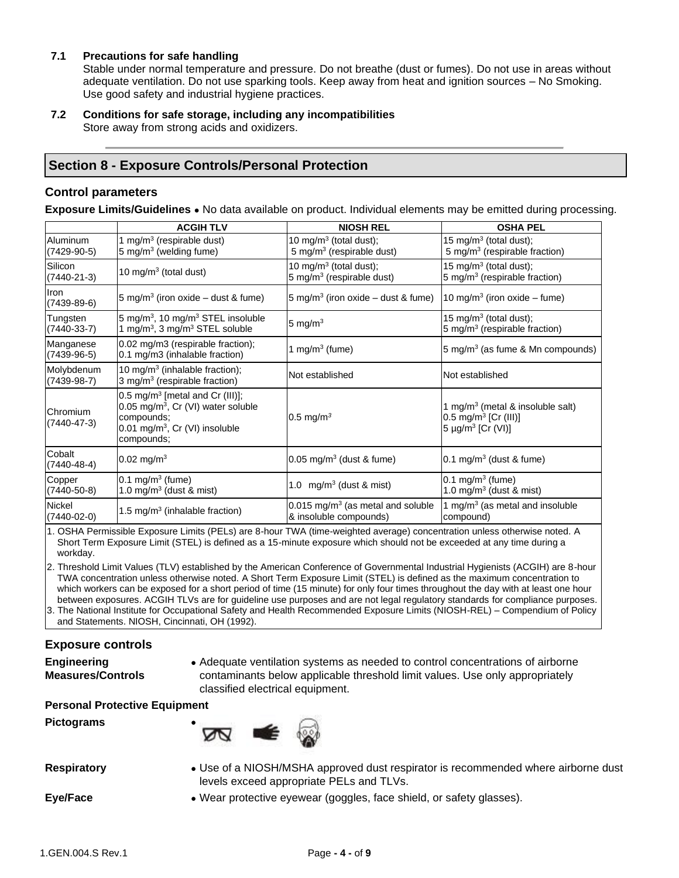**7.1 Precautions for safe handling**

Stable under normal temperature and pressure. Do not breathe (dust or fumes). Do not use in areas without adequate ventilation. Do not use sparking tools. Keep away from heat and ignition sources – No Smoking. Use good safety and industrial hygiene practices.

**7.2 Conditions for safe storage, including any incompatibilities**

Store away from strong acids and oxidizers.

## Section 8 - Exposure Controls/Personal Protection

### Control parameters

**Exposure Limits/Guidelines** • No data available on product. Individual elements may be emitted during processing.

| | ACGIH TLV | NIOSH REL | OSHA PEL |
|---|---|---|---|
| Aluminum (7429-90-5) | 1 mg/m$^3$ (respirable dust)<br>5 mg/m$^3$ (welding fume) | 10 mg/m$^3$ (total dust);<br>5 mg/m$^3$ (respirable dust) | 15 mg/m$^3$ (total dust);<br>5 mg/m$^3$ (respirable fraction) |
| Silicon (7440-21-3) | 10 mg/m$^3$ (total dust) | 10 mg/m$^3$ (total dust);<br>5 mg/m$^3$ (respirable dust) | 15 mg/m$^3$ (total dust);<br>5 mg/m$^3$ (respirable fraction) |
| Iron (7439-89-6) | 5 mg/m$^3$ (iron oxide – dust & fume) | 5 mg/m$^3$ (iron oxide – dust & fume) | 10 mg/m$^3$ (iron oxide – fume) |
| Tungsten (7440-33-7) | 5 mg/m$^3$, 10 mg/m$^3$ STEL insoluble<br>1 mg/m$^3$, 3 mg/m$^3$ STEL soluble | 5 mg/m$^3$ | 15 mg/m$^3$ (total dust);<br>5 mg/m$^3$ (respirable fraction) |
| Manganese (7439-96-5) | 0.02 mg/m3 (respirable fraction);<br>0.1 mg/m3 (inhalable fraction) | 1 mg/m$^3$ (fume) | 5 mg/m$^3$ (as fume & Mn compounds) |
| Molybdenum (7439-98-7) | 10 mg/m$^3$ (inhalable fraction);<br>3 mg/m$^3$ (respirable fraction) | Not established | Not established |
| Chromium (7440-47-3) | 0.5 mg/m$^3$ [metal and Cr (III)];<br>0.05 mg/m$^3$, Cr (VI) water soluble compounds;<br>0.01 mg/m$^3$, Cr (VI) insoluble compounds; | 0.5 mg/m$^3$ | 1 mg/m$^3$ (metal & insoluble salt)<br>0.5 mg/m$^3$ [Cr (III)]<br>5 µg/m$^3$ [Cr (VI)] |
| Cobalt (7440-48-4) | 0.02 mg/m$^3$ | 0.05 mg/m$^3$ (dust & fume) | 0.1 mg/m$^3$ (dust & fume) |
| Copper (7440-50-8) | 0.1 mg/m$^3$ (fume)<br>1.0 mg/m$^3$ (dust & mist) | 1.0 mg/m$^3$ (dust & mist) | 0.1 mg/m$^3$ (fume)<br>1.0 mg/m$^3$ (dust & mist) |
| Nickel (7440-02-0) | 1.5 mg/m$^3$ (inhalable fraction) | 0.015 mg/m$^3$ (as metal and soluble & insoluble compounds) | 1 mg/m$^3$ (as metal and insoluble compound) |

1. OSHA Permissible Exposure Limits (PELs) are 8-hour TWA (time-weighted average) concentration unless otherwise noted. A Short Term Exposure Limit (STEL) is defined as a 15-minute exposure which should not be exceeded at any time during a workday.
2. Threshold Limit Values (TLV) established by the American Conference of Governmental Industrial Hygienists (ACGIH) are 8-hour TWA concentration unless otherwise noted. A Short Term Exposure Limit (STEL) is defined as the maximum concentration to which workers can be exposed for a short period of time (15 minute) for only four times throughout the day with at least one hour between exposures. ACGIH TLVs are for guideline use purposes and are not legal regulatory standards for compliance purposes.
3. The National Institute for Occupational Safety and Health Recommended Exposure Limits (NIOSH-REL) – Compendium of Policy and Statements. NIOSH, Cincinnati, OH (1992).

### Exposure controls

**Engineering Measures/Controls** • Adequate ventilation systems as needed to control concentrations of airborne contaminants below applicable threshold limit values. Use only appropriately classified electrical equipment.

**Personal Protective Equipment**

**Pictograms** •

**Respiratory** • Use of a NIOSH/MSHA approved dust respirator is recommended where airborne dust levels exceed appropriate PELs and TLVs.

**Eye/Face** • Wear protective eyewear (goggles, face shield, or safety glasses).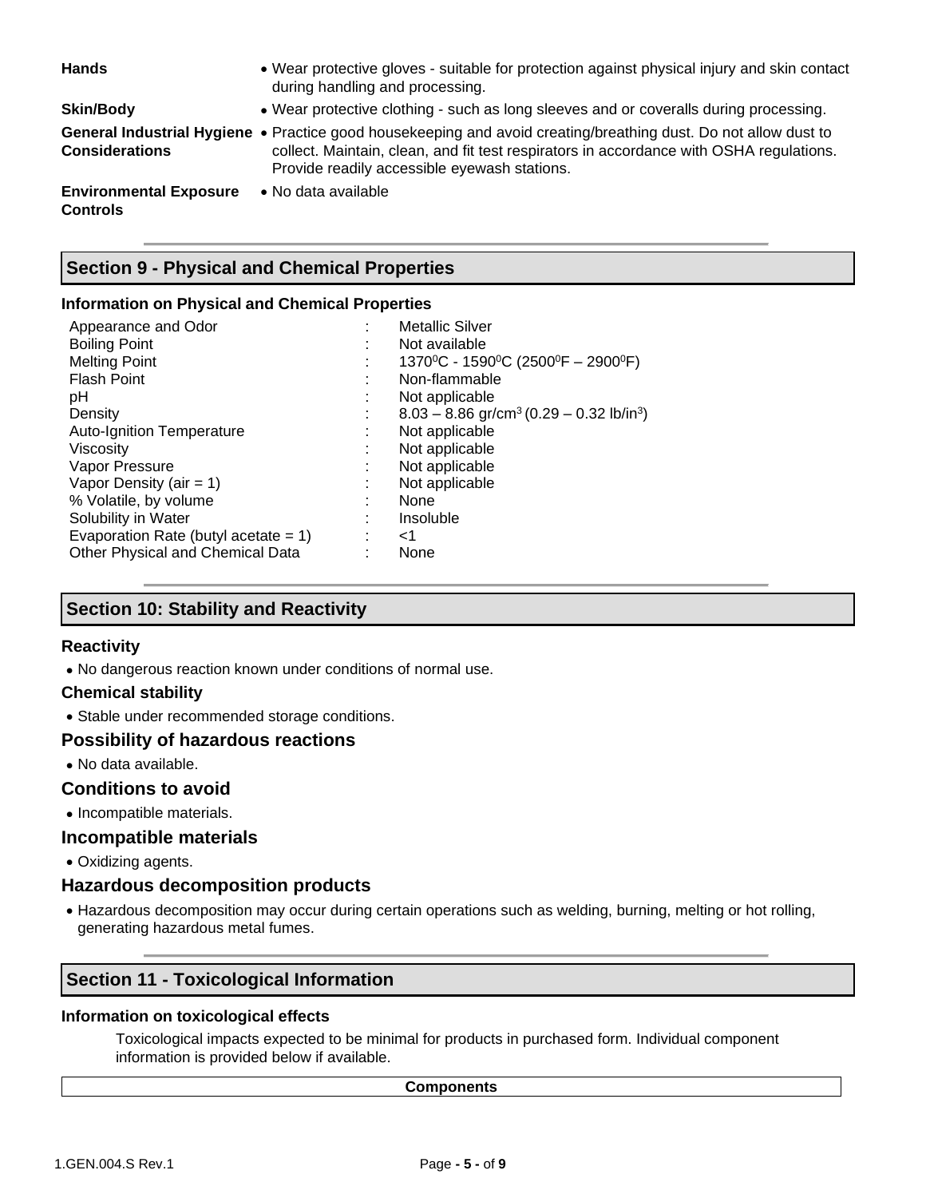| | |
|---|---|
| **Hands** | • Wear protective gloves - suitable for protection against physical injury and skin contact during handling and processing. |
| **Skin/Body** | • Wear protective clothing - such as long sleeves and or coveralls during processing. |
| **General Industrial Hygiene Considerations** | • Practice good housekeeping and avoid creating/breathing dust. Do not allow dust to collect. Maintain, clean, and fit test respirators in accordance with OSHA regulations. Provide readily accessible eyewash stations. |
| **Environmental Exposure Controls** | • No data available |

## Section 9 - Physical and Chemical Properties

### Information on Physical and Chemical Properties

| | | |
|---|---|---|
| Appearance and Odor | : | Metallic Silver |
| Boiling Point | : | Not available |
| Melting Point | : | $1370^0$C - $1590^0$C ($2500^0$F – $2900^0$F) |
| Flash Point | : | Non-flammable |
| pH | : | Not applicable |
| Density | : | 8.03 – 8.86 gr/$cm^3$ (0.29 – 0.32 lb/$in^3$) |
| Auto-Ignition Temperature | : | Not applicable |
| Viscosity | : | Not applicable |
| Vapor Pressure | : | Not applicable |
| Vapor Density (air = 1) | : | Not applicable |
| % Volatile, by volume | : | None |
| Solubility in Water | : | Insoluble |
| Evaporation Rate (butyl acetate = 1) | : | <1 |
| Other Physical and Chemical Data | : | None |

## Section 10: Stability and Reactivity

### Reactivity

- No dangerous reaction known under conditions of normal use.

### Chemical stability

- Stable under recommended storage conditions.

### Possibility of hazardous reactions

- No data available.

### Conditions to avoid

- Incompatible materials.

### Incompatible materials

- Oxidizing agents.

### Hazardous decomposition products

- Hazardous decomposition may occur during certain operations such as welding, burning, melting or hot rolling, generating hazardous metal fumes.

## Section 11 - Toxicological Information

### Information on toxicological effects

Toxicological impacts expected to be minimal for products in purchased form. Individual component information is provided below if available.

| **Components** |
|---|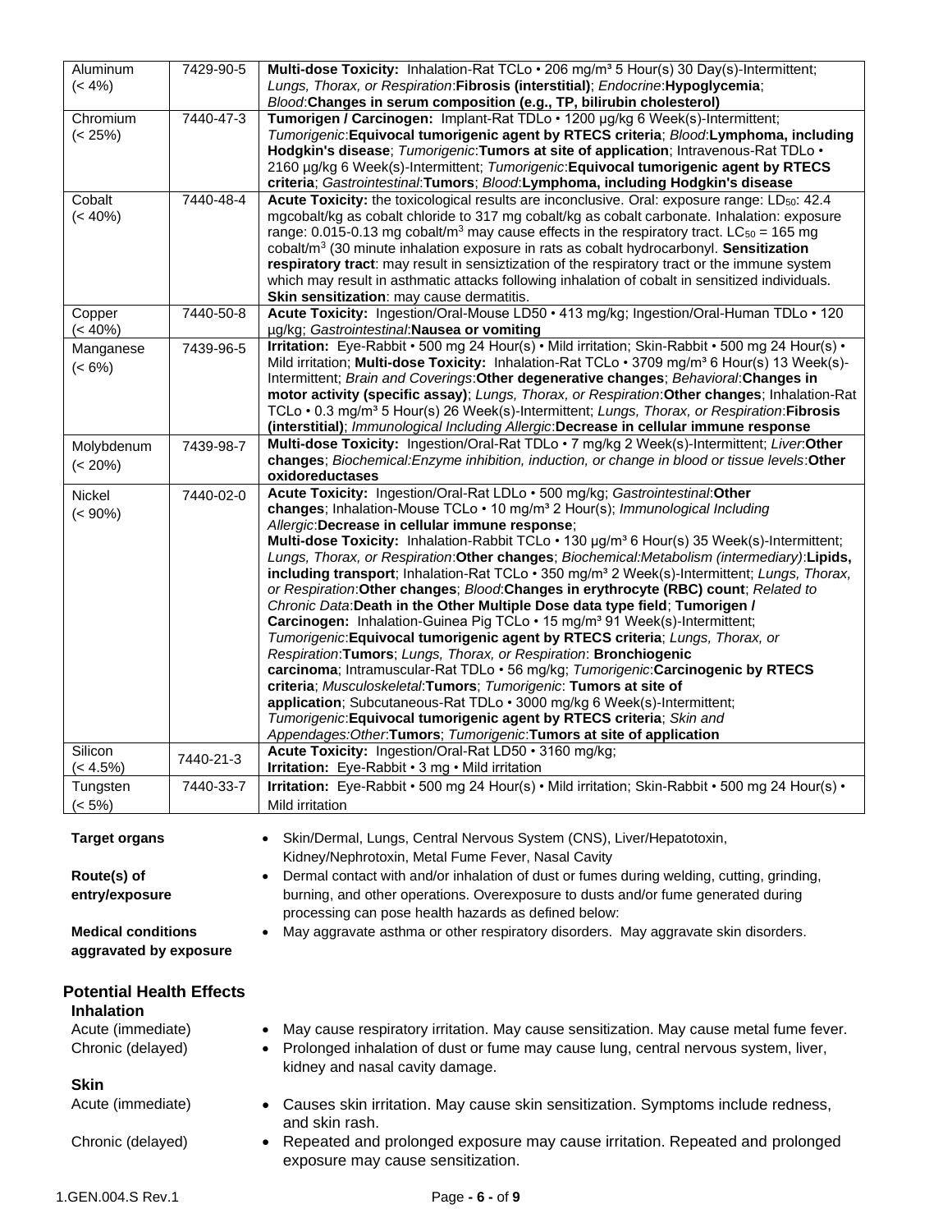| Aluminum (< 4%) | 7429-90-5 | **Multi-dose Toxicity:** Inhalation-Rat TCLo • 206 mg/m³ 5 Hour(s) 30 Day(s)-Intermittent; *Lungs, Thorax, or Respiration*:**Fibrosis (interstitial)**; *Endocrine*:**Hypoglycemia**; *Blood*:**Changes in serum composition (e.g., TP, bilirubin cholesterol)** |
|---|---|---|
| Chromium (< 25%) | 7440-47-3 | **Tumorigen / Carcinogen:** Implant-Rat TDLo • 1200 µg/kg 6 Week(s)-Intermittent; *Tumorigenic*:**Equivocal tumorigenic agent by RTECS criteria**; *Blood*:**Lymphoma, including Hodgkin's disease**; *Tumorigenic*:**Tumors at site of application**; Intravenous-Rat TDLo • 2160 µg/kg 6 Week(s)-Intermittent; *Tumorigenic*:**Equivocal tumorigenic agent by RTECS criteria**; *Gastrointestinal*:**Tumors**; *Blood*:**Lymphoma, including Hodgkin's disease** |
| Cobalt (< 40%) | 7440-48-4 | **Acute Toxicity:** the toxicological results are inconclusive. Oral: exposure range: $LD_{50}$: 42.4 mgcobalt/kg as cobalt chloride to 317 mg cobalt/kg as cobalt carbonate. Inhalation: exposure range: 0.015-0.13 mg cobalt/m³ may cause effects in the respiratory tract. $LC_{50}$ = 165 mg cobalt/m³ (30 minute inhalation exposure in rats as cobalt hydrocarbonyl. **Sensitization respiratory tract**: may result in sensiztization of the respiratory tract or the immune system which may result in asthmatic attacks following inhalation of cobalt in sensitized individuals. **Skin sensitization**: may cause dermatitis. |
| Copper (< 40%) | 7440-50-8 | **Acute Toxicity:** Ingestion/Oral-Mouse LD50 • 413 mg/kg; Ingestion/Oral-Human TDLo • 120 µg/kg; *Gastrointestinal*:**Nausea or vomiting** |
| Manganese (< 6%) | 7439-96-5 | **Irritation:** Eye-Rabbit • 500 mg 24 Hour(s) • Mild irritation; Skin-Rabbit • 500 mg 24 Hour(s) • Mild irritation; **Multi-dose Toxicity:** Inhalation-Rat TCLo • 3709 mg/m³ 6 Hour(s) 13 Week(s)-Intermittent; *Brain and Coverings*:**Other degenerative changes**; *Behavioral*:**Changes in motor activity (specific assay)**; *Lungs, Thorax, or Respiration*:**Other changes**; Inhalation-Rat TCLo • 0.3 mg/m³ 5 Hour(s) 26 Week(s)-Intermittent; *Lungs, Thorax, or Respiration*:**Fibrosis (interstitial)**; *Immunological Including Allergic*:**Decrease in cellular immune response** |
| Molybdenum (< 20%) | 7439-98-7 | **Multi-dose Toxicity:** Ingestion/Oral-Rat TDLo • 7 mg/kg 2 Week(s)-Intermittent; *Liver*:**Other changes**; *Biochemical:Enzyme inhibition, induction, or change in blood or tissue levels*:**Other oxidoreductases** |
| Nickel (< 90%) | 7440-02-0 | **Acute Toxicity:** Ingestion/Oral-Rat LDLo • 500 mg/kg; *Gastrointestinal*:**Other changes**; Inhalation-Mouse TCLo • 10 mg/m³ 2 Hour(s); *Immunological Including Allergic*:**Decrease in cellular immune response**; **Multi-dose Toxicity:** Inhalation-Rabbit TCLo • 130 µg/m³ 6 Hour(s) 35 Week(s)-Intermittent; *Lungs, Thorax, or Respiration*:**Other changes**; *Biochemical:Metabolism (intermediary)*:**Lipids, including transport**; Inhalation-Rat TCLo • 350 mg/m³ 2 Week(s)-Intermittent; *Lungs, Thorax, or Respiration*:**Other changes**; *Blood*:**Changes in erythrocyte (RBC) count**; *Related to Chronic Data*:**Death in the Other Multiple Dose data type field**; **Tumorigen / Carcinogen:** Inhalation-Guinea Pig TCLo • 15 mg/m³ 91 Week(s)-Intermittent; *Tumorigenic*:**Equivocal tumorigenic agent by RTECS criteria**; *Lungs, Thorax, or Respiration*:**Tumors**; *Lungs, Thorax, or Respiration*: **Bronchiogenic carcinoma**; Intramuscular-Rat TDLo • 56 mg/kg; *Tumorigenic*:**Carcinogenic by RTECS criteria**; *Musculoskeletal*:**Tumors**; *Tumorigenic*: **Tumors at site of application**; Subcutaneous-Rat TDLo • 3000 mg/kg 6 Week(s)-Intermittent; *Tumorigenic*:**Equivocal tumorigenic agent by RTECS criteria**; *Skin and Appendages:Other*:**Tumors**; *Tumorigenic*:**Tumors at site of application** |
| Silicon (< 4.5%) | 7440-21-3 | **Acute Toxicity:** Ingestion/Oral-Rat LD50 • 3160 mg/kg; **Irritation:** Eye-Rabbit • 3 mg • Mild irritation |
| Tungsten (< 5%) | 7440-33-7 | **Irritation:** Eye-Rabbit • 500 mg 24 Hour(s) • Mild irritation; Skin-Rabbit • 500 mg 24 Hour(s) • Mild irritation |

**Target organs**
- Skin/Dermal, Lungs, Central Nervous System (CNS), Liver/Hepatotoxin, Kidney/Nephrotoxin, Metal Fume Fever, Nasal Cavity

**Route(s) of entry/exposure**
- Dermal contact with and/or inhalation of dust or fumes during welding, cutting, grinding, burning, and other operations. Overexposure to dusts and/or fume generated during processing can pose health hazards as defined below:

**Medical conditions aggravated by exposure**
- May aggravate asthma or other respiratory disorders. May aggravate skin disorders.

## Potential Health Effects

### Inhalation

Acute (immediate)
- May cause respiratory irritation. May cause sensitization. May cause metal fume fever.

Chronic (delayed)
- Prolonged inhalation of dust or fume may cause lung, central nervous system, liver, kidney and nasal cavity damage.

### Skin

Acute (immediate)
- Causes skin irritation. May cause skin sensitization. Symptoms include redness, and skin rash.

Chronic (delayed)
- Repeated and prolonged exposure may cause irritation. Repeated and prolonged exposure may cause sensitization.

1.GEN.004.S Rev.1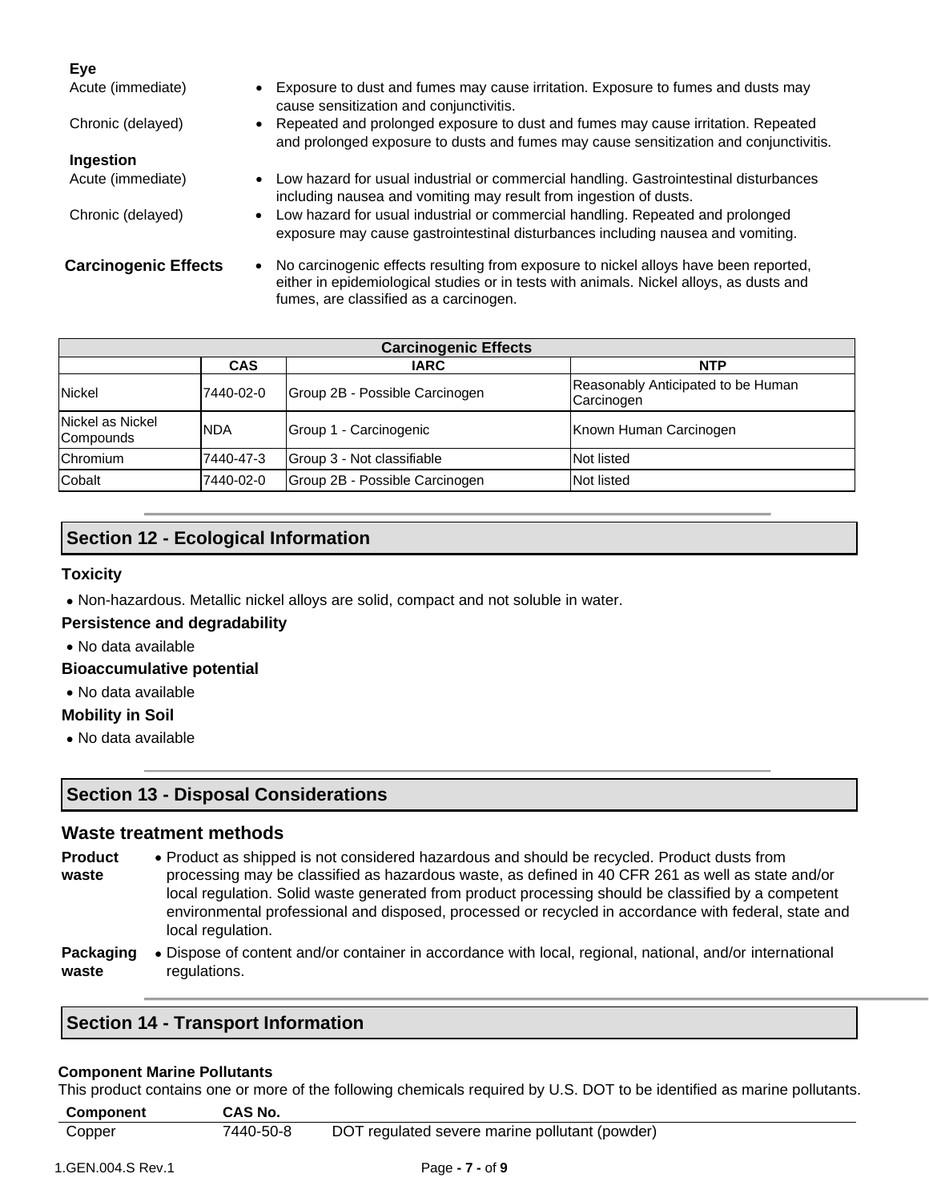**Eye**

Acute (immediate)
- Exposure to dust and fumes may cause irritation. Exposure to fumes and dusts may cause sensitization and conjunctivitis.

Chronic (delayed)
- Repeated and prolonged exposure to dust and fumes may cause irritation. Repeated and prolonged exposure to dusts and fumes may cause sensitization and conjunctivitis.

**Ingestion**

Acute (immediate)
- Low hazard for usual industrial or commercial handling. Gastrointestinal disturbances including nausea and vomiting may result from ingestion of dusts.

Chronic (delayed)
- Low hazard for usual industrial or commercial handling. Repeated and prolonged exposure may cause gastrointestinal disturbances including nausea and vomiting.

**Carcinogenic Effects**
- No carcinogenic effects resulting from exposure to nickel alloys have been reported, either in epidemiological studies or in tests with animals. Nickel alloys, as dusts and fumes, are classified as a carcinogen.

| Carcinogenic Effects | | | |
|---|---|---|---|
| | CAS | IARC | NTP |
| Nickel | 7440-02-0 | Group 2B - Possible Carcinogen | Reasonably Anticipated to be Human Carcinogen |
| Nickel as Nickel Compounds | NDA | Group 1 - Carcinogenic | Known Human Carcinogen |
| Chromium | 7440-47-3 | Group 3 - Not classifiable | Not listed |
| Cobalt | 7440-02-0 | Group 2B - Possible Carcinogen | Not listed |

## Section 12 - Ecological Information

**Toxicity**
- Non-hazardous. Metallic nickel alloys are solid, compact and not soluble in water.

**Persistence and degradability**
- No data available

**Bioaccumulative potential**
- No data available

**Mobility in Soil**
- No data available

## Section 13 - Disposal Considerations

### Waste treatment methods

**Product waste**
- Product as shipped is not considered hazardous and should be recycled. Product dusts from processing may be classified as hazardous waste, as defined in 40 CFR 261 as well as state and/or local regulation. Solid waste generated from product processing should be classified by a competent environmental professional and disposed, processed or recycled in accordance with federal, state and local regulation.

**Packaging waste**
- Dispose of content and/or container in accordance with local, regional, national, and/or international regulations.

## Section 14 - Transport Information

**Component Marine Pollutants**

This product contains one or more of the following chemicals required by U.S. DOT to be identified as marine pollutants.

| Component | CAS No. | |
|---|---|---|
| Copper | 7440-50-8 | DOT regulated severe marine pollutant (powder) |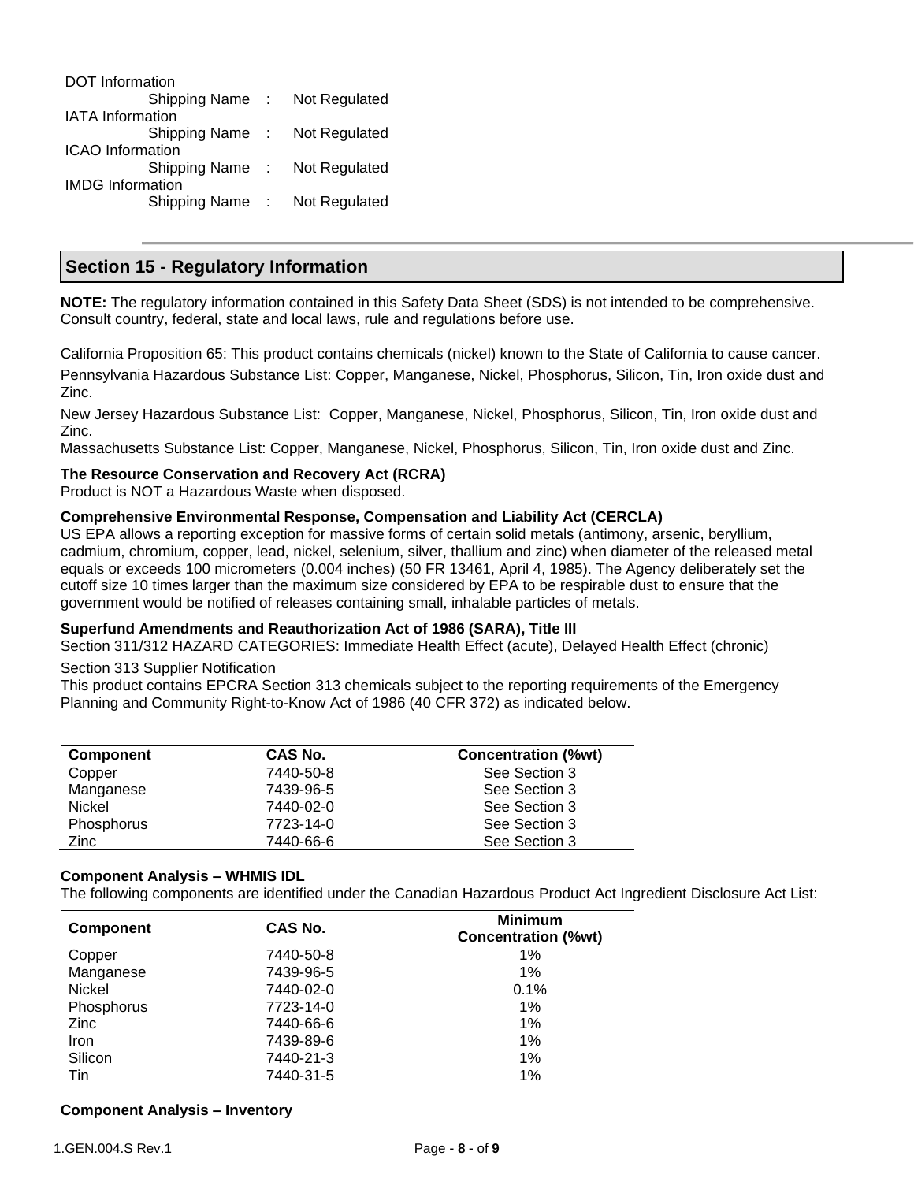DOT Information

Shipping Name : Not Regulated

IATA Information

Shipping Name : Not Regulated

ICAO Information

Shipping Name : Not Regulated

IMDG Information

Shipping Name : Not Regulated

## Section 15 - Regulatory Information

**NOTE:** The regulatory information contained in this Safety Data Sheet (SDS) is not intended to be comprehensive. Consult country, federal, state and local laws, rule and regulations before use.

California Proposition 65: This product contains chemicals (nickel) known to the State of California to cause cancer.

Pennsylvania Hazardous Substance List: Copper, Manganese, Nickel, Phosphorus, Silicon, Tin, Iron oxide dust and Zinc.

New Jersey Hazardous Substance List: Copper, Manganese, Nickel, Phosphorus, Silicon, Tin, Iron oxide dust and Zinc.

Massachusetts Substance List: Copper, Manganese, Nickel, Phosphorus, Silicon, Tin, Iron oxide dust and Zinc.

**The Resource Conservation and Recovery Act (RCRA)**

Product is NOT a Hazardous Waste when disposed.

**Comprehensive Environmental Response, Compensation and Liability Act (CERCLA)**

US EPA allows a reporting exception for massive forms of certain solid metals (antimony, arsenic, beryllium, cadmium, chromium, copper, lead, nickel, selenium, silver, thallium and zinc) when diameter of the released metal equals or exceeds 100 micrometers (0.004 inches) (50 FR 13461, April 4, 1985). The Agency deliberately set the cutoff size 10 times larger than the maximum size considered by EPA to be respirable dust to ensure that the government would be notified of releases containing small, inhalable particles of metals.

**Superfund Amendments and Reauthorization Act of 1986 (SARA), Title III**

Section 311/312 HAZARD CATEGORIES: Immediate Health Effect (acute), Delayed Health Effect (chronic)

Section 313 Supplier Notification

This product contains EPCRA Section 313 chemicals subject to the reporting requirements of the Emergency Planning and Community Right-to-Know Act of 1986 (40 CFR 372) as indicated below.

| Component | CAS No. | Concentration (%wt) |
|---|---|---|
| Copper | 7440-50-8 | See Section 3 |
| Manganese | 7439-96-5 | See Section 3 |
| Nickel | 7440-02-0 | See Section 3 |
| Phosphorus | 7723-14-0 | See Section 3 |
| Zinc | 7440-66-6 | See Section 3 |

**Component Analysis – WHMIS IDL**

The following components are identified under the Canadian Hazardous Product Act Ingredient Disclosure Act List:

| Component | CAS No. | Minimum Concentration (%wt) |
|---|---|---|
| Copper | 7440-50-8 | 1% |
| Manganese | 7439-96-5 | 1% |
| Nickel | 7440-02-0 | 0.1% |
| Phosphorus | 7723-14-0 | 1% |
| Zinc | 7440-66-6 | 1% |
| Iron | 7439-89-6 | 1% |
| Silicon | 7440-21-3 | 1% |
| Tin | 7440-31-5 | 1% |

**Component Analysis – Inventory**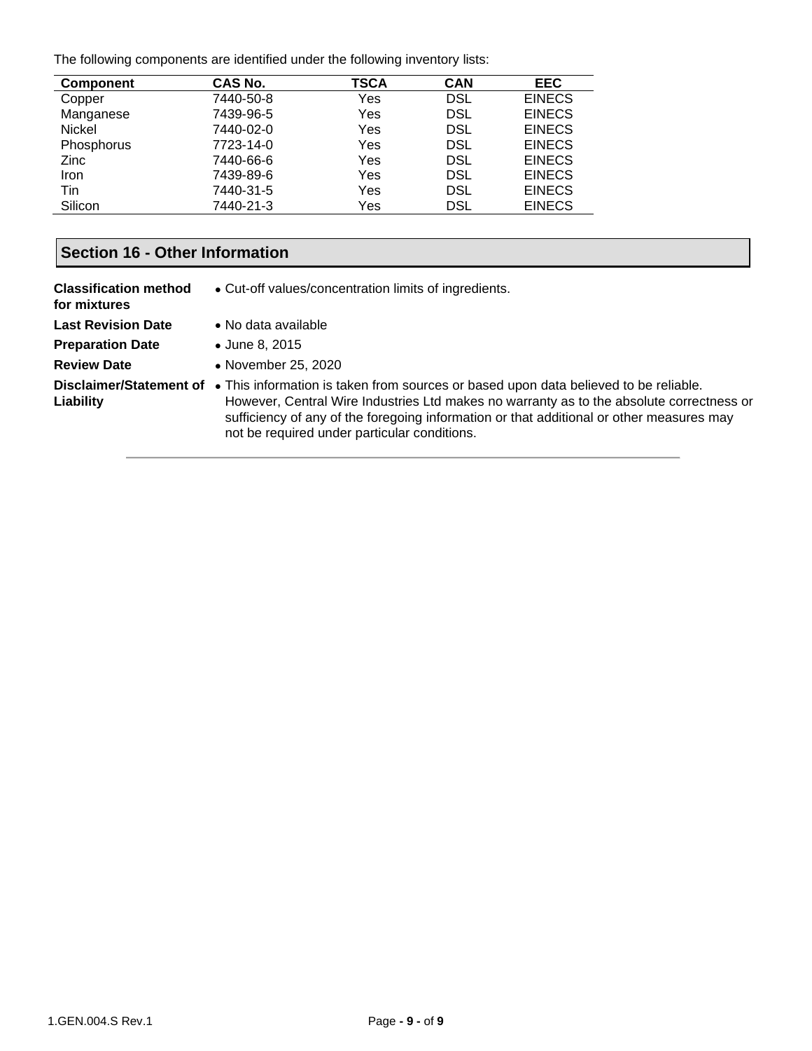The following components are identified under the following inventory lists:

| Component | CAS No. | TSCA | CAN | EEC |
|---|---|---|---|---|
| Copper | 7440-50-8 | Yes | DSL | EINECS |
| Manganese | 7439-96-5 | Yes | DSL | EINECS |
| Nickel | 7440-02-0 | Yes | DSL | EINECS |
| Phosphorus | 7723-14-0 | Yes | DSL | EINECS |
| Zinc | 7440-66-6 | Yes | DSL | EINECS |
| Iron | 7439-89-6 | Yes | DSL | EINECS |
| Tin | 7440-31-5 | Yes | DSL | EINECS |
| Silicon | 7440-21-3 | Yes | DSL | EINECS |

## Section 16 - Other Information

**Classification method for mixtures**
- Cut-off values/concentration limits of ingredients.

**Last Revision Date**
- No data available

**Preparation Date**
- June 8, 2015

**Review Date**
- November 25, 2020

**Disclaimer/Statement of Liability**
- This information is taken from sources or based upon data believed to be reliable. However, Central Wire Industries Ltd makes no warranty as to the absolute correctness or sufficiency of any of the foregoing information or that additional or other measures may not be required under particular conditions.

1.GEN.004.S Rev.1